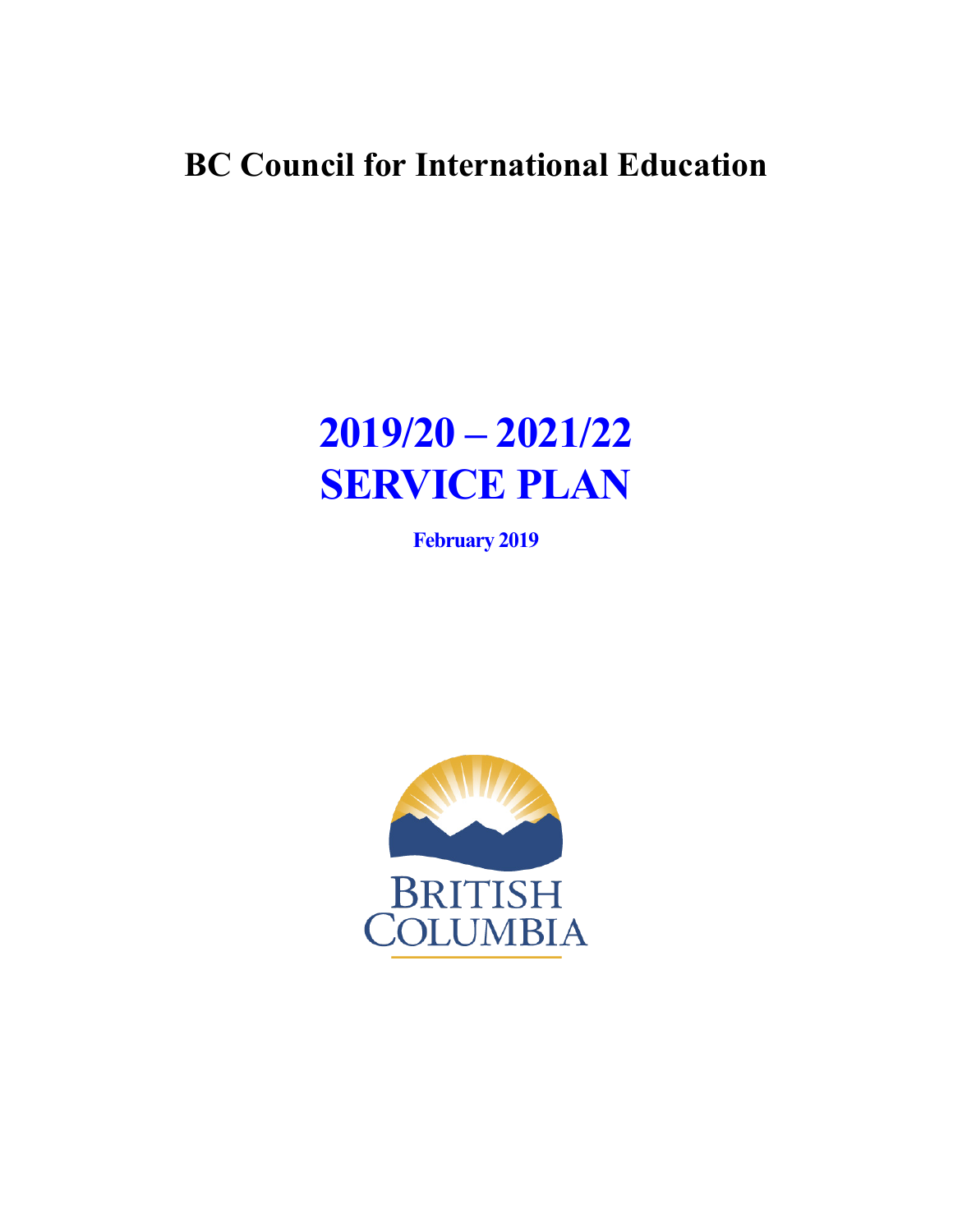# BC Council for International Education

# 2019/20 – 2021/22 SERVICE PLAN

**February 2019**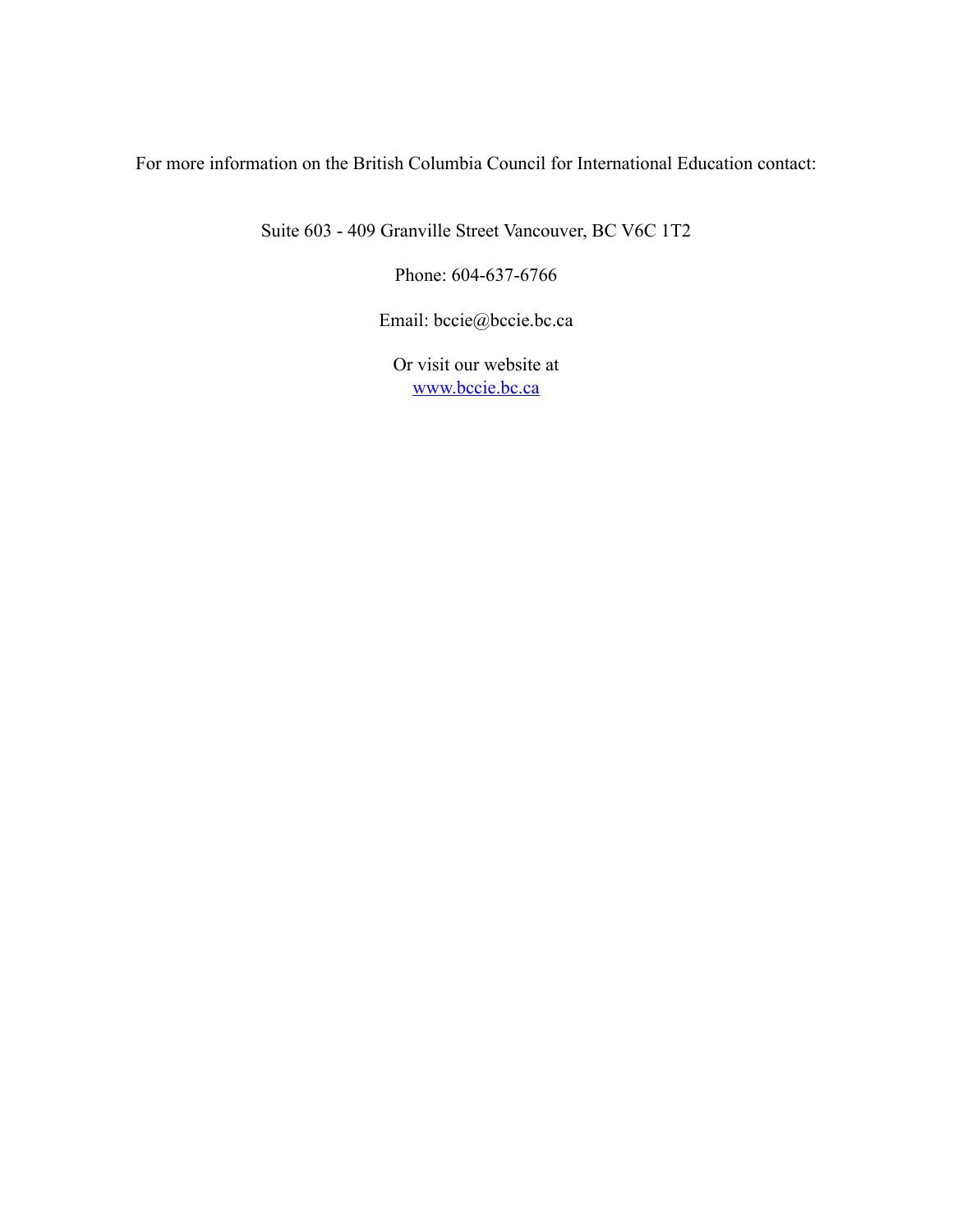For more information on the British Columbia Council for International Education contact:

Suite 603 - 409 Granville Street Vancouver, BC V6C 1T2

Phone: 604-637-6766

Email: bccie@bccie.bc.ca

Or visit our website at
[www.bccie.bc.ca](http://www.bccie.bc.ca)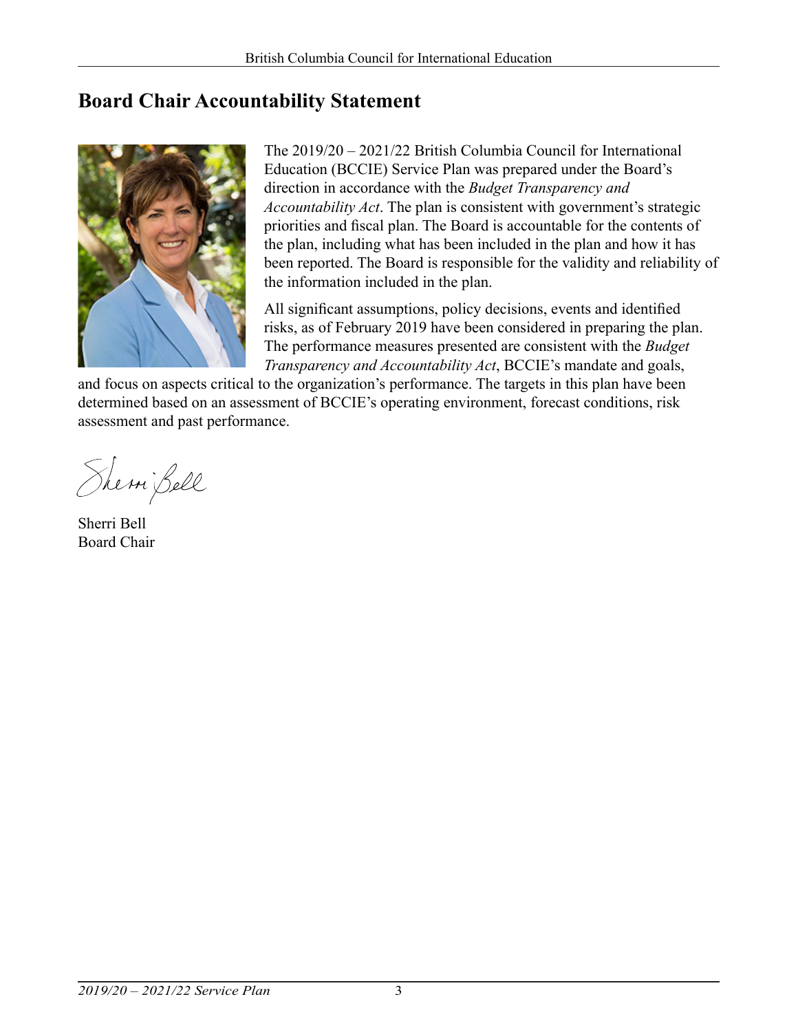## Board Chair Accountability Statement

The 2019/20 – 2021/22 British Columbia Council for International Education (BCCIE) Service Plan was prepared under the Board's direction in accordance with the *Budget Transparency and Accountability Act*. The plan is consistent with government's strategic priorities and fiscal plan. The Board is accountable for the contents of the plan, including what has been included in the plan and how it has been reported. The Board is responsible for the validity and reliability of the information included in the plan.

All significant assumptions, policy decisions, events and identified risks, as of February 2019 have been considered in preparing the plan. The performance measures presented are consistent with the *Budget Transparency and Accountability Act*, BCCIE's mandate and goals, and focus on aspects critical to the organization's performance. The targets in this plan have been determined based on an assessment of BCCIE's operating environment, forecast conditions, risk assessment and past performance.

Sherri Bell
Board Chair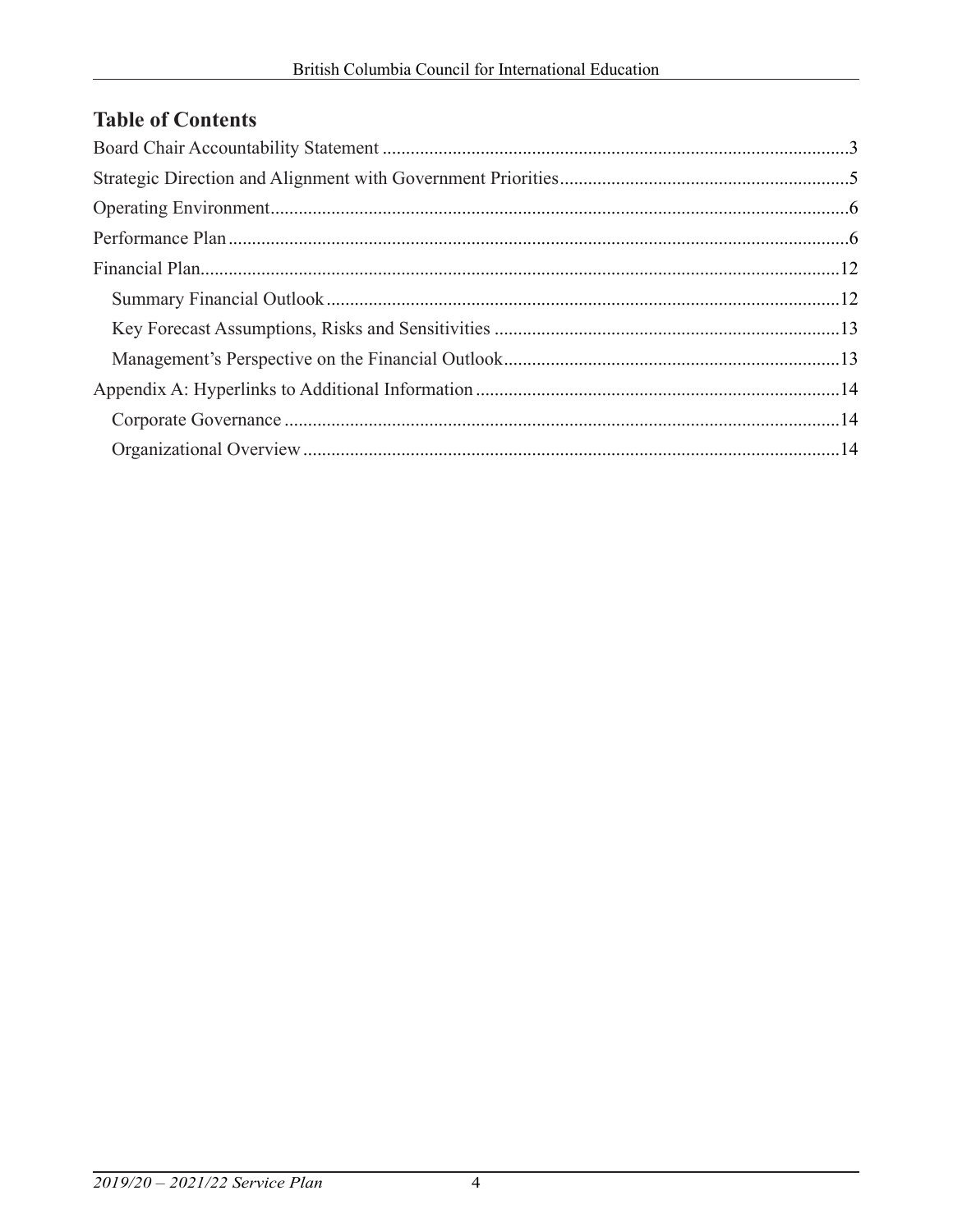## Table of Contents

Board Chair Accountability Statement ........................................................................................3

Strategic Direction and Alignment with Government Priorities..............................................................5

Operating Environment...........................................................................................................................6

Performance Plan .....................................................................................................................................6

Financial Plan..........................................................................................................................................12

- Summary Financial Outlook ..............................................................................................................12
- Key Forecast Assumptions, Risks and Sensitivities ...........................................................................13
- Management's Perspective on the Financial Outlook.........................................................................13

Appendix A: Hyperlinks to Additional Information ..............................................................................14

- Corporate Governance .......................................................................................................................14
- Organizational Overview ...................................................................................................................14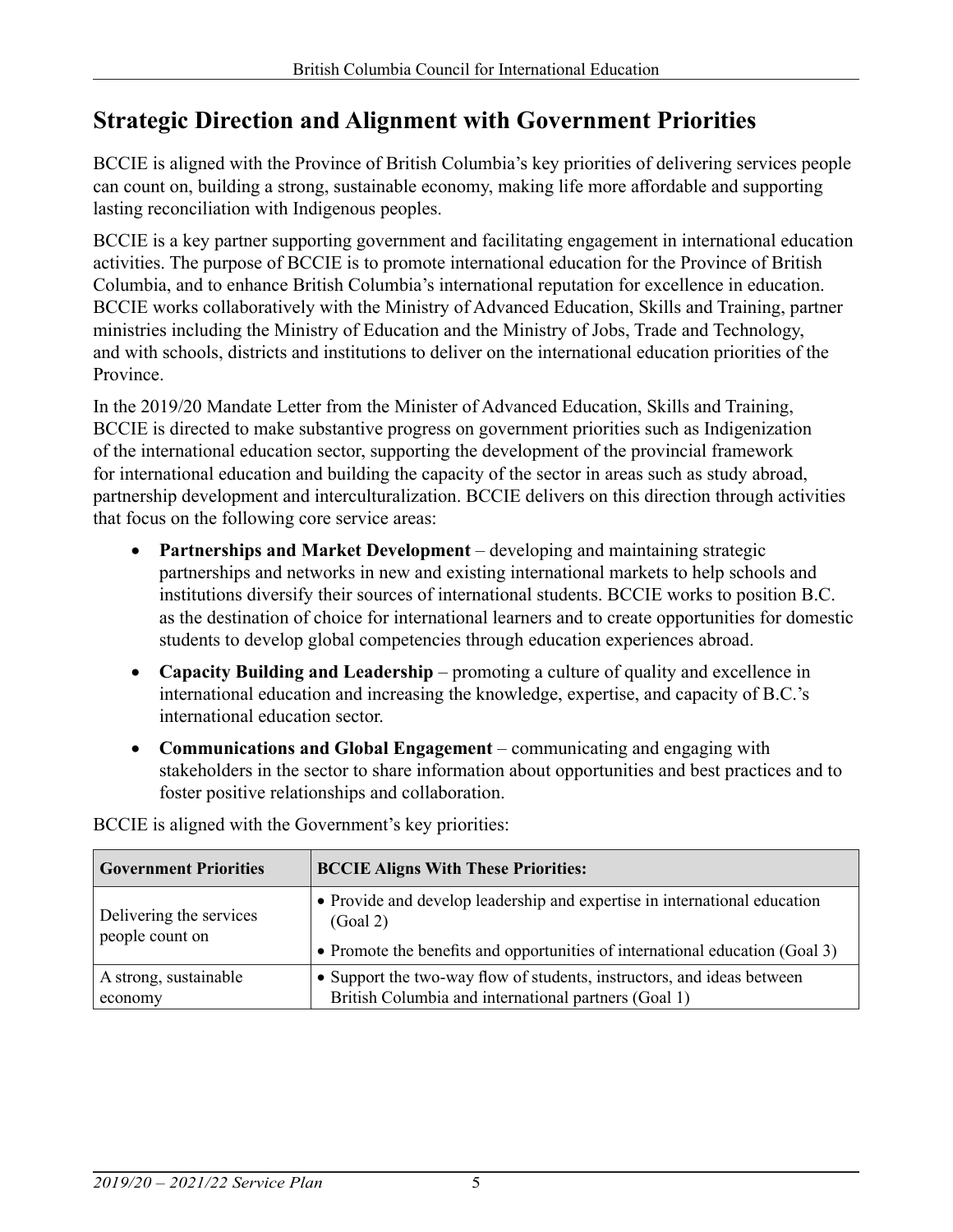## Strategic Direction and Alignment with Government Priorities

BCCIE is aligned with the Province of British Columbia's key priorities of delivering services people can count on, building a strong, sustainable economy, making life more affordable and supporting lasting reconciliation with Indigenous peoples.

BCCIE is a key partner supporting government and facilitating engagement in international education activities. The purpose of BCCIE is to promote international education for the Province of British Columbia, and to enhance British Columbia's international reputation for excellence in education. BCCIE works collaboratively with the Ministry of Advanced Education, Skills and Training, partner ministries including the Ministry of Education and the Ministry of Jobs, Trade and Technology, and with schools, districts and institutions to deliver on the international education priorities of the Province.

In the 2019/20 Mandate Letter from the Minister of Advanced Education, Skills and Training, BCCIE is directed to make substantive progress on government priorities such as Indigenization of the international education sector, supporting the development of the provincial framework for international education and building the capacity of the sector in areas such as study abroad, partnership development and interculturalization. BCCIE delivers on this direction through activities that focus on the following core service areas:

- **Partnerships and Market Development** – developing and maintaining strategic partnerships and networks in new and existing international markets to help schools and institutions diversify their sources of international students. BCCIE works to position B.C. as the destination of choice for international learners and to create opportunities for domestic students to develop global competencies through education experiences abroad.
- **Capacity Building and Leadership** – promoting a culture of quality and excellence in international education and increasing the knowledge, expertise, and capacity of B.C.'s international education sector.
- **Communications and Global Engagement** – communicating and engaging with stakeholders in the sector to share information about opportunities and best practices and to foster positive relationships and collaboration.

BCCIE is aligned with the Government's key priorities:

| Government Priorities | BCCIE Aligns With These Priorities: |
|---|---|
| Delivering the services people count on | • Provide and develop leadership and expertise in international education (Goal 2)<br>• Promote the benefits and opportunities of international education (Goal 3) |
| A strong, sustainable economy | • Support the two-way flow of students, instructors, and ideas between British Columbia and international partners (Goal 1) |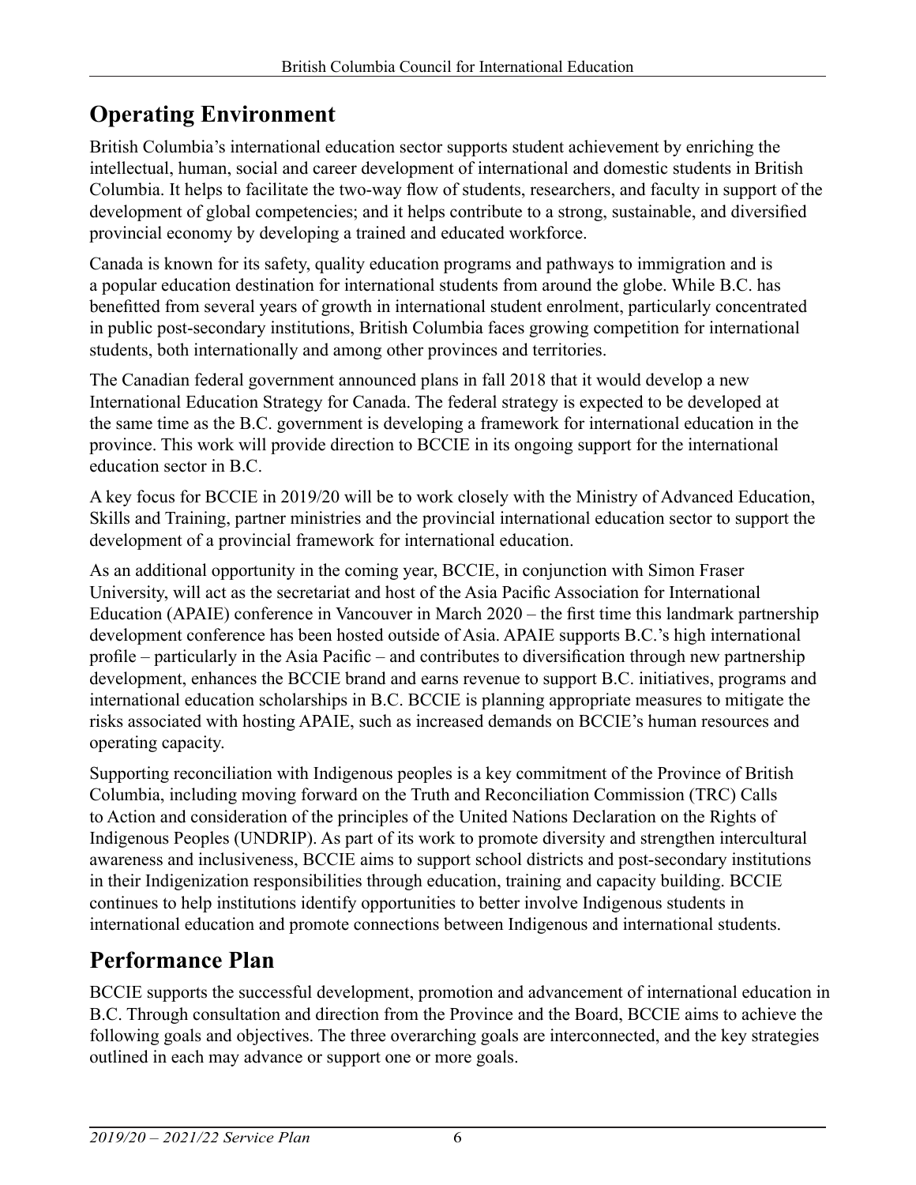## Operating Environment

British Columbia's international education sector supports student achievement by enriching the intellectual, human, social and career development of international and domestic students in British Columbia. It helps to facilitate the two-way flow of students, researchers, and faculty in support of the development of global competencies; and it helps contribute to a strong, sustainable, and diversified provincial economy by developing a trained and educated workforce.

Canada is known for its safety, quality education programs and pathways to immigration and is a popular education destination for international students from around the globe. While B.C. has benefitted from several years of growth in international student enrolment, particularly concentrated in public post-secondary institutions, British Columbia faces growing competition for international students, both internationally and among other provinces and territories.

The Canadian federal government announced plans in fall 2018 that it would develop a new International Education Strategy for Canada. The federal strategy is expected to be developed at the same time as the B.C. government is developing a framework for international education in the province. This work will provide direction to BCCIE in its ongoing support for the international education sector in B.C.

A key focus for BCCIE in 2019/20 will be to work closely with the Ministry of Advanced Education, Skills and Training, partner ministries and the provincial international education sector to support the development of a provincial framework for international education.

As an additional opportunity in the coming year, BCCIE, in conjunction with Simon Fraser University, will act as the secretariat and host of the Asia Pacific Association for International Education (APAIE) conference in Vancouver in March 2020 – the first time this landmark partnership development conference has been hosted outside of Asia. APAIE supports B.C.'s high international profile – particularly in the Asia Pacific – and contributes to diversification through new partnership development, enhances the BCCIE brand and earns revenue to support B.C. initiatives, programs and international education scholarships in B.C. BCCIE is planning appropriate measures to mitigate the risks associated with hosting APAIE, such as increased demands on BCCIE's human resources and operating capacity.

Supporting reconciliation with Indigenous peoples is a key commitment of the Province of British Columbia, including moving forward on the Truth and Reconciliation Commission (TRC) Calls to Action and consideration of the principles of the United Nations Declaration on the Rights of Indigenous Peoples (UNDRIP). As part of its work to promote diversity and strengthen intercultural awareness and inclusiveness, BCCIE aims to support school districts and post-secondary institutions in their Indigenization responsibilities through education, training and capacity building. BCCIE continues to help institutions identify opportunities to better involve Indigenous students in international education and promote connections between Indigenous and international students.

## Performance Plan

BCCIE supports the successful development, promotion and advancement of international education in B.C. Through consultation and direction from the Province and the Board, BCCIE aims to achieve the following goals and objectives. The three overarching goals are interconnected, and the key strategies outlined in each may advance or support one or more goals.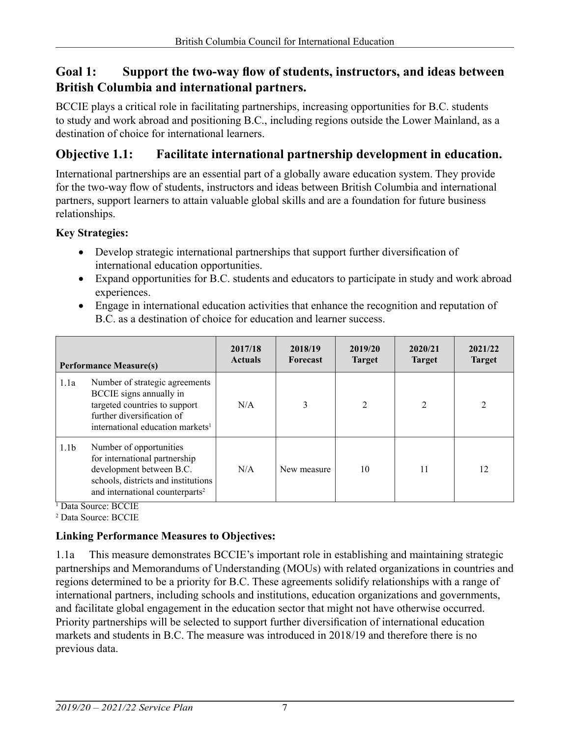## Goal 1: Support the two-way flow of students, instructors, and ideas between British Columbia and international partners.

BCCIE plays a critical role in facilitating partnerships, increasing opportunities for B.C. students to study and work abroad and positioning B.C., including regions outside the Lower Mainland, as a destination of choice for international learners.

## Objective 1.1: Facilitate international partnership development in education.

International partnerships are an essential part of a globally aware education system. They provide for the two-way flow of students, instructors and ideas between British Columbia and international partners, support learners to attain valuable global skills and are a foundation for future business relationships.

**Key Strategies:**

- Develop strategic international partnerships that support further diversification of international education opportunities.
- Expand opportunities for B.C. students and educators to participate in study and work abroad experiences.
- Engage in international education activities that enhance the recognition and reputation of B.C. as a destination of choice for education and learner success.

| Performance Measure(s) | | 2017/18 Actuals | 2018/19 Forecast | 2019/20 Target | 2020/21 Target | 2021/22 Target |
|---|---|---|---|---|---|---|
| 1.1a | Number of strategic agreements BCCIE signs annually in targeted countries to support further diversification of international education markets[1] | N/A | 3 | 2 | 2 | 2 |
| 1.1b | Number of opportunities for international partnership development between B.C. schools, districts and institutions and international counterparts[2] | N/A | New measure | 10 | 11 | 12 |

[1] Data Source: BCCIE

[2] Data Source: BCCIE

**Linking Performance Measures to Objectives:**

1.1a This measure demonstrates BCCIE's important role in establishing and maintaining strategic partnerships and Memorandums of Understanding (MOUs) with related organizations in countries and regions determined to be a priority for B.C. These agreements solidify relationships with a range of international partners, including schools and institutions, education organizations and governments, and facilitate global engagement in the education sector that might not have otherwise occurred. Priority partnerships will be selected to support further diversification of international education markets and students in B.C. The measure was introduced in 2018/19 and therefore there is no previous data.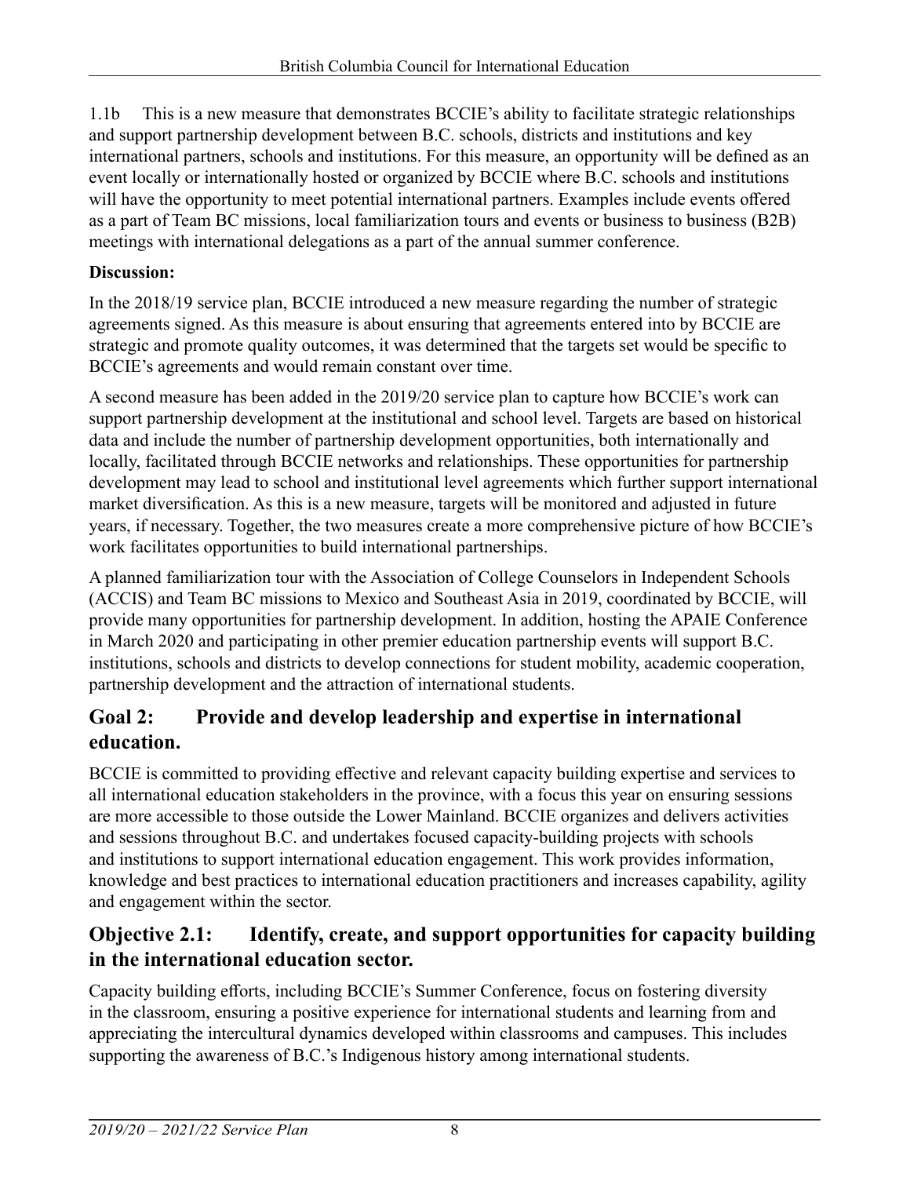1.1b This is a new measure that demonstrates BCCIE's ability to facilitate strategic relationships and support partnership development between B.C. schools, districts and institutions and key international partners, schools and institutions. For this measure, an opportunity will be defined as an event locally or internationally hosted or organized by BCCIE where B.C. schools and institutions will have the opportunity to meet potential international partners. Examples include events offered as a part of Team BC missions, local familiarization tours and events or business to business (B2B) meetings with international delegations as a part of the annual summer conference.

**Discussion:**

In the 2018/19 service plan, BCCIE introduced a new measure regarding the number of strategic agreements signed. As this measure is about ensuring that agreements entered into by BCCIE are strategic and promote quality outcomes, it was determined that the targets set would be specific to BCCIE's agreements and would remain constant over time.

A second measure has been added in the 2019/20 service plan to capture how BCCIE's work can support partnership development at the institutional and school level. Targets are based on historical data and include the number of partnership development opportunities, both internationally and locally, facilitated through BCCIE networks and relationships. These opportunities for partnership development may lead to school and institutional level agreements which further support international market diversification. As this is a new measure, targets will be monitored and adjusted in future years, if necessary. Together, the two measures create a more comprehensive picture of how BCCIE's work facilitates opportunities to build international partnerships.

A planned familiarization tour with the Association of College Counselors in Independent Schools (ACCIS) and Team BC missions to Mexico and Southeast Asia in 2019, coordinated by BCCIE, will provide many opportunities for partnership development. In addition, hosting the APAIE Conference in March 2020 and participating in other premier education partnership events will support B.C. institutions, schools and districts to develop connections for student mobility, academic cooperation, partnership development and the attraction of international students.

## Goal 2: Provide and develop leadership and expertise in international education.

BCCIE is committed to providing effective and relevant capacity building expertise and services to all international education stakeholders in the province, with a focus this year on ensuring sessions are more accessible to those outside the Lower Mainland. BCCIE organizes and delivers activities and sessions throughout B.C. and undertakes focused capacity-building projects with schools and institutions to support international education engagement. This work provides information, knowledge and best practices to international education practitioners and increases capability, agility and engagement within the sector.

## Objective 2.1: Identify, create, and support opportunities for capacity building in the international education sector.

Capacity building efforts, including BCCIE's Summer Conference, focus on fostering diversity in the classroom, ensuring a positive experience for international students and learning from and appreciating the intercultural dynamics developed within classrooms and campuses. This includes supporting the awareness of B.C.'s Indigenous history among international students.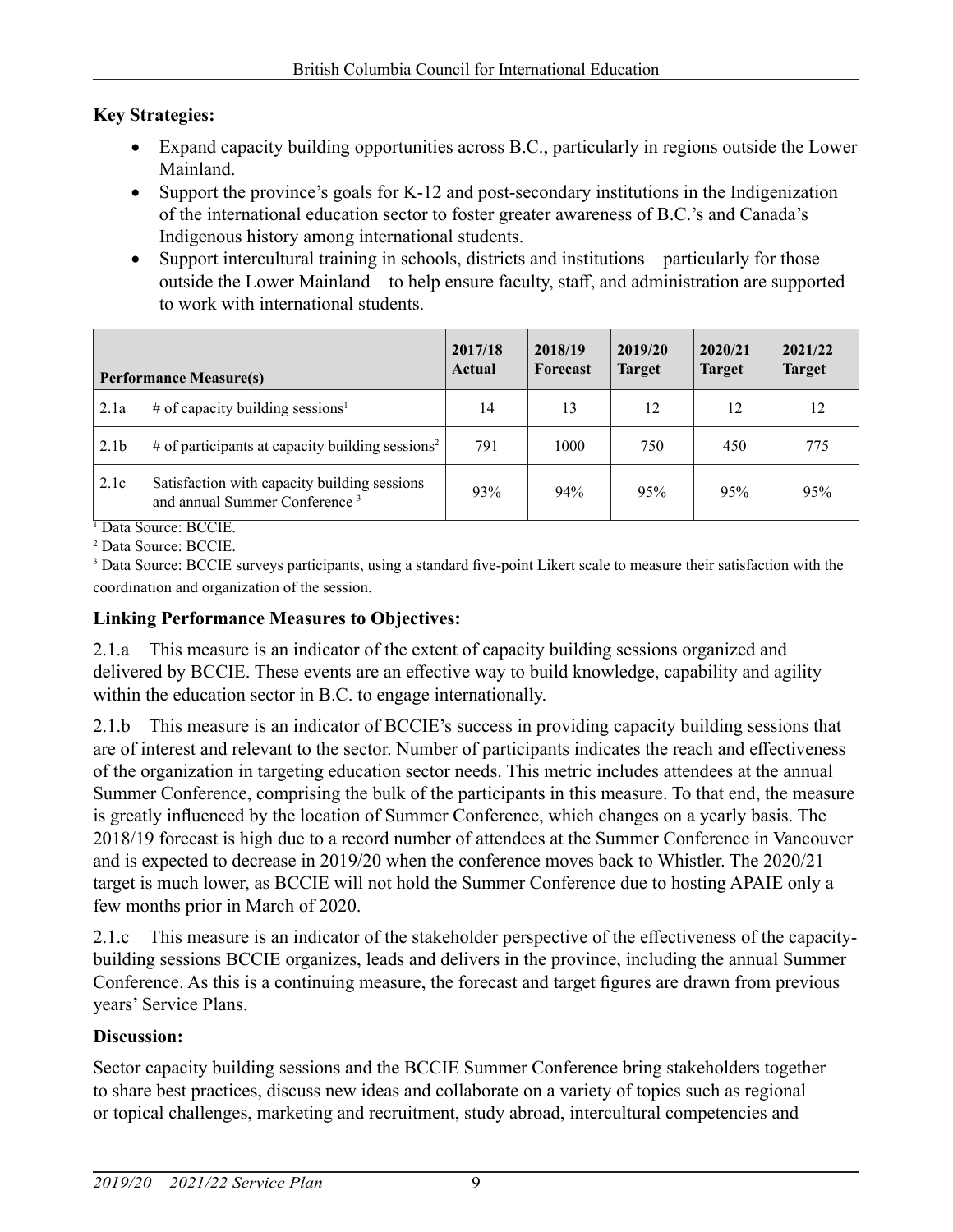**Key Strategies:**

- Expand capacity building opportunities across B.C., particularly in regions outside the Lower Mainland.
- Support the province's goals for K-12 and post-secondary institutions in the Indigenization of the international education sector to foster greater awareness of B.C.'s and Canada's Indigenous history among international students.
- Support intercultural training in schools, districts and institutions – particularly for those outside the Lower Mainland – to help ensure faculty, staff, and administration are supported to work with international students.

| Performance Measure(s) | | 2017/18 Actual | 2018/19 Forecast | 2019/20 Target | 2020/21 Target | 2021/22 Target |
|---|---|---|---|---|---|---|
| 2.1a | # of capacity building sessions[1] | 14 | 13 | 12 | 12 | 12 |
| 2.1b | # of participants at capacity building sessions[2] | 791 | 1000 | 750 | 450 | 775 |
| 2.1c | Satisfaction with capacity building sessions and annual Summer Conference [3] | 93% | 94% | 95% | 95% | 95% |

[1] Data Source: BCCIE.

[2] Data Source: BCCIE.

[3] Data Source: BCCIE surveys participants, using a standard five-point Likert scale to measure their satisfaction with the coordination and organization of the session.

**Linking Performance Measures to Objectives:**

2.1.a This measure is an indicator of the extent of capacity building sessions organized and delivered by BCCIE. These events are an effective way to build knowledge, capability and agility within the education sector in B.C. to engage internationally.

2.1.b This measure is an indicator of BCCIE's success in providing capacity building sessions that are of interest and relevant to the sector. Number of participants indicates the reach and effectiveness of the organization in targeting education sector needs. This metric includes attendees at the annual Summer Conference, comprising the bulk of the participants in this measure. To that end, the measure is greatly influenced by the location of Summer Conference, which changes on a yearly basis. The 2018/19 forecast is high due to a record number of attendees at the Summer Conference in Vancouver and is expected to decrease in 2019/20 when the conference moves back to Whistler. The 2020/21 target is much lower, as BCCIE will not hold the Summer Conference due to hosting APAIE only a few months prior in March of 2020.

2.1.c This measure is an indicator of the stakeholder perspective of the effectiveness of the capacity-building sessions BCCIE organizes, leads and delivers in the province, including the annual Summer Conference. As this is a continuing measure, the forecast and target figures are drawn from previous years' Service Plans.

**Discussion:**

Sector capacity building sessions and the BCCIE Summer Conference bring stakeholders together to share best practices, discuss new ideas and collaborate on a variety of topics such as regional or topical challenges, marketing and recruitment, study abroad, intercultural competencies and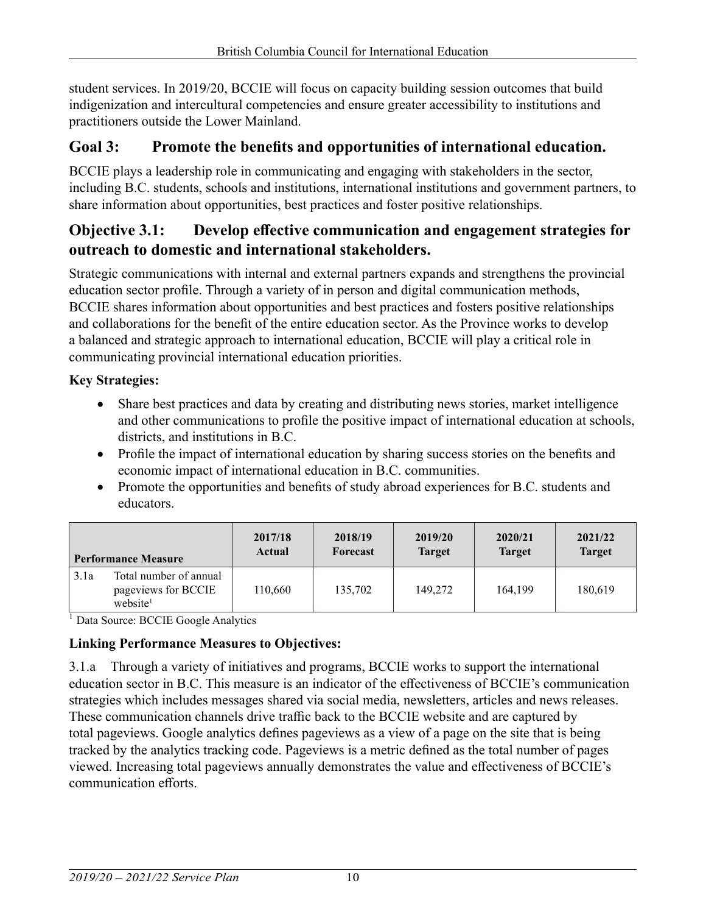student services. In 2019/20, BCCIE will focus on capacity building session outcomes that build indigenization and intercultural competencies and ensure greater accessibility to institutions and practitioners outside the Lower Mainland.

## Goal 3: Promote the benefits and opportunities of international education.

BCCIE plays a leadership role in communicating and engaging with stakeholders in the sector, including B.C. students, schools and institutions, international institutions and government partners, to share information about opportunities, best practices and foster positive relationships.

### Objective 3.1: Develop effective communication and engagement strategies for outreach to domestic and international stakeholders.

Strategic communications with internal and external partners expands and strengthens the provincial education sector profile. Through a variety of in person and digital communication methods, BCCIE shares information about opportunities and best practices and fosters positive relationships and collaborations for the benefit of the entire education sector. As the Province works to develop a balanced and strategic approach to international education, BCCIE will play a critical role in communicating provincial international education priorities.

**Key Strategies:**

- Share best practices and data by creating and distributing news stories, market intelligence and other communications to profile the positive impact of international education at schools, districts, and institutions in B.C.
- Profile the impact of international education by sharing success stories on the benefits and economic impact of international education in B.C. communities.
- Promote the opportunities and benefits of study abroad experiences for B.C. students and educators.

| Performance Measure | | 2017/18 Actual | 2018/19 Forecast | 2019/20 Target | 2020/21 Target | 2021/22 Target |
|---|---|---|---|---|---|---|
| 3.1a | Total number of annual pageviews for BCCIE website[1] | 110,660 | 135,702 | 149,272 | 164,199 | 180,619 |

[1] Data Source: BCCIE Google Analytics

**Linking Performance Measures to Objectives:**

3.1.a Through a variety of initiatives and programs, BCCIE works to support the international education sector in B.C. This measure is an indicator of the effectiveness of BCCIE's communication strategies which includes messages shared via social media, newsletters, articles and news releases. These communication channels drive traffic back to the BCCIE website and are captured by total pageviews. Google analytics defines pageviews as a view of a page on the site that is being tracked by the analytics tracking code. Pageviews is a metric defined as the total number of pages viewed. Increasing total pageviews annually demonstrates the value and effectiveness of BCCIE's communication efforts.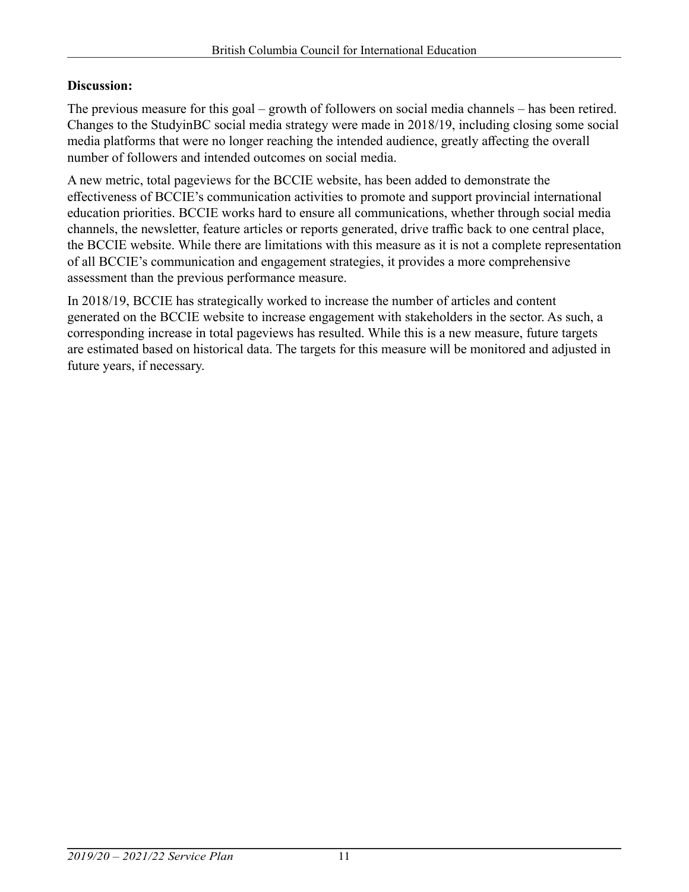**Discussion:**

The previous measure for this goal – growth of followers on social media channels – has been retired. Changes to the StudyinBC social media strategy were made in 2018/19, including closing some social media platforms that were no longer reaching the intended audience, greatly affecting the overall number of followers and intended outcomes on social media.

A new metric, total pageviews for the BCCIE website, has been added to demonstrate the effectiveness of BCCIE's communication activities to promote and support provincial international education priorities. BCCIE works hard to ensure all communications, whether through social media channels, the newsletter, feature articles or reports generated, drive traffic back to one central place, the BCCIE website. While there are limitations with this measure as it is not a complete representation of all BCCIE's communication and engagement strategies, it provides a more comprehensive assessment than the previous performance measure.

In 2018/19, BCCIE has strategically worked to increase the number of articles and content generated on the BCCIE website to increase engagement with stakeholders in the sector. As such, a corresponding increase in total pageviews has resulted. While this is a new measure, future targets are estimated based on historical data. The targets for this measure will be monitored and adjusted in future years, if necessary.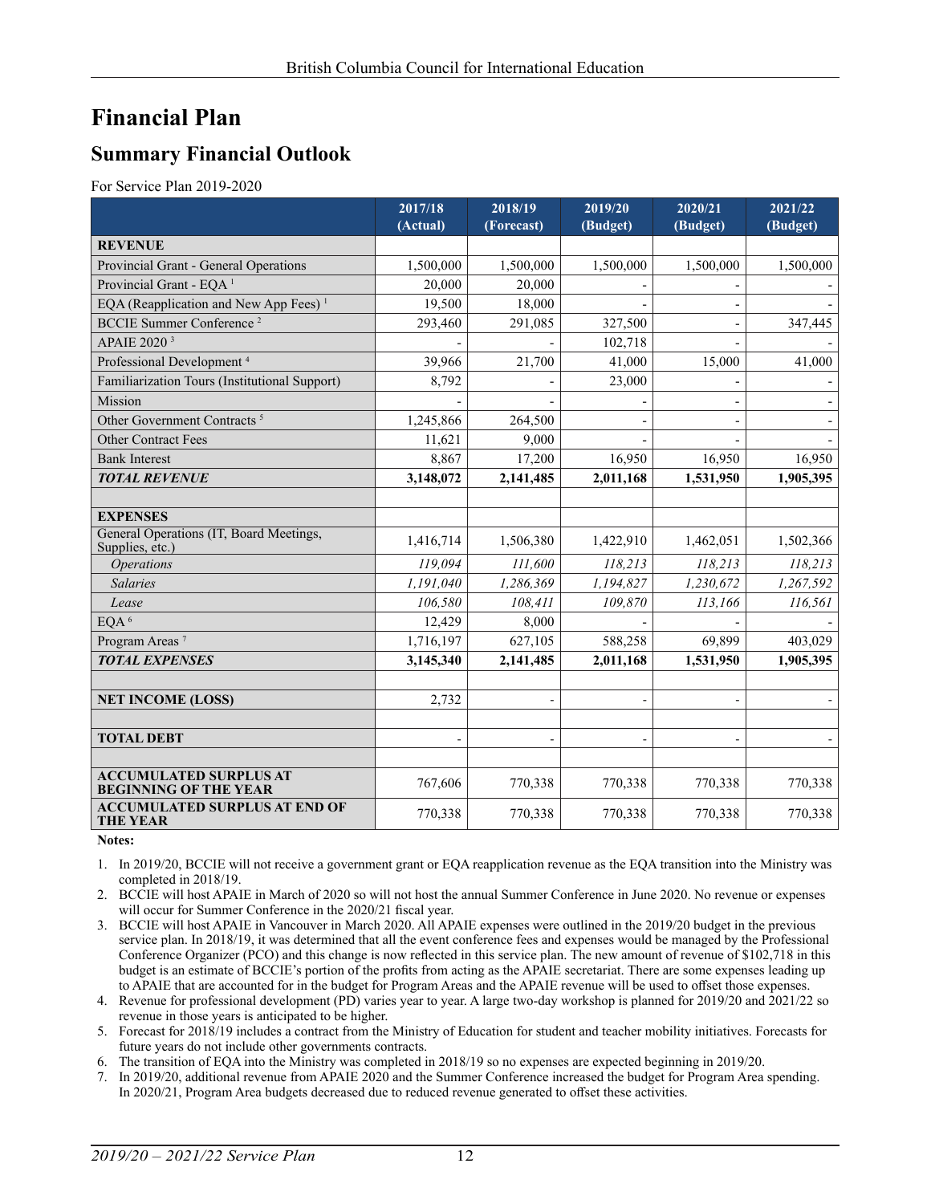# Financial Plan

## Summary Financial Outlook

For Service Plan 2019-2020

| | 2017/18 (Actual) | 2018/19 (Forecast) | 2019/20 (Budget) | 2020/21 (Budget) | 2021/22 (Budget) |
|---|---|---|---|---|---|
| **REVENUE** | | | | | |
| Provincial Grant - General Operations | 1,500,000 | 1,500,000 | 1,500,000 | 1,500,000 | 1,500,000 |
| Provincial Grant - EQA [1] | 20,000 | 20,000 | - | - | - |
| EQA (Reapplication and New App Fees) [1] | 19,500 | 18,000 | - | - | - |
| BCCIE Summer Conference [2] | 293,460 | 291,085 | 327,500 | - | 347,445 |
| APAIE 2020 [3] | - | - | 102,718 | - | - |
| Professional Development [4] | 39,966 | 21,700 | 41,000 | 15,000 | 41,000 |
| Familiarization Tours (Institutional Support) | 8,792 | - | 23,000 | - | - |
| Mission | - | - | - | - | - |
| Other Government Contracts [5] | 1,245,866 | 264,500 | - | - | - |
| Other Contract Fees | 11,621 | 9,000 | - | - | - |
| Bank Interest | 8,867 | 17,200 | 16,950 | 16,950 | 16,950 |
| ***TOTAL REVENUE*** | **3,148,072** | **2,141,485** | **2,011,168** | **1,531,950** | **1,905,395** |
| | | | | | |
| **EXPENSES** | | | | | |
| General Operations (IT, Board Meetings, Supplies, etc.) | 1,416,714 | 1,506,380 | 1,422,910 | 1,462,051 | 1,502,366 |
| *Operations* | *119,094* | *111,600* | *118,213* | *118,213* | *118,213* |
| *Salaries* | *1,191,040* | *1,286,369* | *1,194,827* | *1,230,672* | *1,267,592* |
| *Lease* | *106,580* | *108,411* | *109,870* | *113,166* | *116,561* |
| EQA [6] | 12,429 | 8,000 | - | - | - |
| Program Areas [7] | 1,716,197 | 627,105 | 588,258 | 69,899 | 403,029 |
| ***TOTAL EXPENSES*** | **3,145,340** | **2,141,485** | **2,011,168** | **1,531,950** | **1,905,395** |
| | | | | | |
| **NET INCOME (LOSS)** | 2,732 | - | - | - | - |
| | | | | | |
| **TOTAL DEBT** | - | - | - | - | - |
| | | | | | |
| **ACCUMULATED SURPLUS AT BEGINNING OF THE YEAR** | 767,606 | 770,338 | 770,338 | 770,338 | 770,338 |
| **ACCUMULATED SURPLUS AT END OF THE YEAR** | 770,338 | 770,338 | 770,338 | 770,338 | 770,338 |

**Notes:**

1. In 2019/20, BCCIE will not receive a government grant or EQA reapplication revenue as the EQA transition into the Ministry was completed in 2018/19.
2. BCCIE will host APAIE in March of 2020 so will not host the annual Summer Conference in June 2020. No revenue or expenses will occur for Summer Conference in the 2020/21 fiscal year.
3. BCCIE will host APAIE in Vancouver in March 2020. All APAIE expenses were outlined in the 2019/20 budget in the previous service plan. In 2018/19, it was determined that all the event conference fees and expenses would be managed by the Professional Conference Organizer (PCO) and this change is now reflected in this service plan. The new amount of revenue of $102,718 in this budget is an estimate of BCCIE's portion of the profits from acting as the APAIE secretariat. There are some expenses leading up to APAIE that are accounted for in the budget for Program Areas and the APAIE revenue will be used to offset those expenses.
4. Revenue for professional development (PD) varies year to year. A large two-day workshop is planned for 2019/20 and 2021/22 so revenue in those years is anticipated to be higher.
5. Forecast for 2018/19 includes a contract from the Ministry of Education for student and teacher mobility initiatives. Forecasts for future years do not include other governments contracts.
6. The transition of EQA into the Ministry was completed in 2018/19 so no expenses are expected beginning in 2019/20.
7. In 2019/20, additional revenue from APAIE 2020 and the Summer Conference increased the budget for Program Area spending. In 2020/21, Program Area budgets decreased due to reduced revenue generated to offset these activities.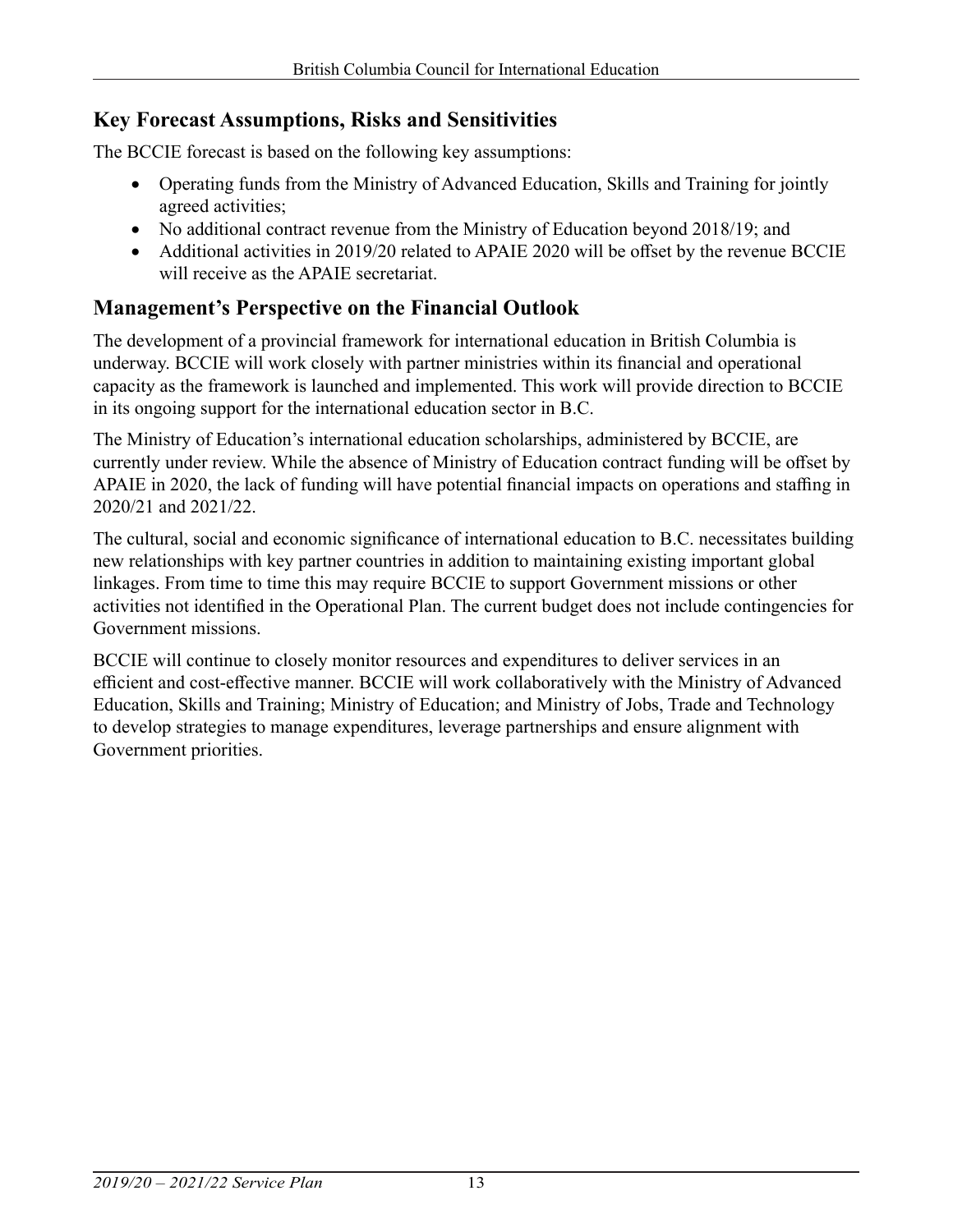## Key Forecast Assumptions, Risks and Sensitivities

The BCCIE forecast is based on the following key assumptions:

- Operating funds from the Ministry of Advanced Education, Skills and Training for jointly agreed activities;
- No additional contract revenue from the Ministry of Education beyond 2018/19; and
- Additional activities in 2019/20 related to APAIE 2020 will be offset by the revenue BCCIE will receive as the APAIE secretariat.

## Management's Perspective on the Financial Outlook

The development of a provincial framework for international education in British Columbia is underway. BCCIE will work closely with partner ministries within its financial and operational capacity as the framework is launched and implemented. This work will provide direction to BCCIE in its ongoing support for the international education sector in B.C.

The Ministry of Education's international education scholarships, administered by BCCIE, are currently under review. While the absence of Ministry of Education contract funding will be offset by APAIE in 2020, the lack of funding will have potential financial impacts on operations and staffing in 2020/21 and 2021/22.

The cultural, social and economic significance of international education to B.C. necessitates building new relationships with key partner countries in addition to maintaining existing important global linkages. From time to time this may require BCCIE to support Government missions or other activities not identified in the Operational Plan. The current budget does not include contingencies for Government missions.

BCCIE will continue to closely monitor resources and expenditures to deliver services in an efficient and cost-effective manner. BCCIE will work collaboratively with the Ministry of Advanced Education, Skills and Training; Ministry of Education; and Ministry of Jobs, Trade and Technology to develop strategies to manage expenditures, leverage partnerships and ensure alignment with Government priorities.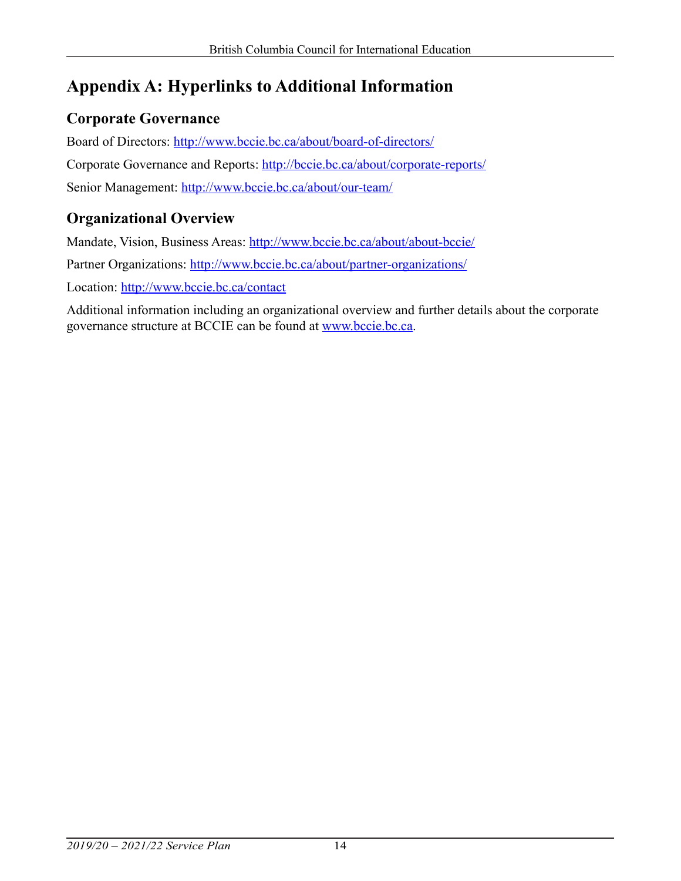# Appendix A: Hyperlinks to Additional Information

## Corporate Governance

Board of Directors: [http://www.bccie.bc.ca/about/board-of-directors/](http://www.bccie.bc.ca/about/board-of-directors/)

Corporate Governance and Reports: [http://bccie.bc.ca/about/corporate-reports/](http://bccie.bc.ca/about/corporate-reports/)

Senior Management: [http://www.bccie.bc.ca/about/our-team/](http://www.bccie.bc.ca/about/our-team/)

## Organizational Overview

Mandate, Vision, Business Areas: [http://www.bccie.bc.ca/about/about-bccie/](http://www.bccie.bc.ca/about/about-bccie/)

Partner Organizations: [http://www.bccie.bc.ca/about/partner-organizations/](http://www.bccie.bc.ca/about/partner-organizations/)

Location: [http://www.bccie.bc.ca/contact](http://www.bccie.bc.ca/contact)

Additional information including an organizational overview and further details about the corporate governance structure at BCCIE can be found at [www.bccie.bc.ca](http://www.bccie.bc.ca).